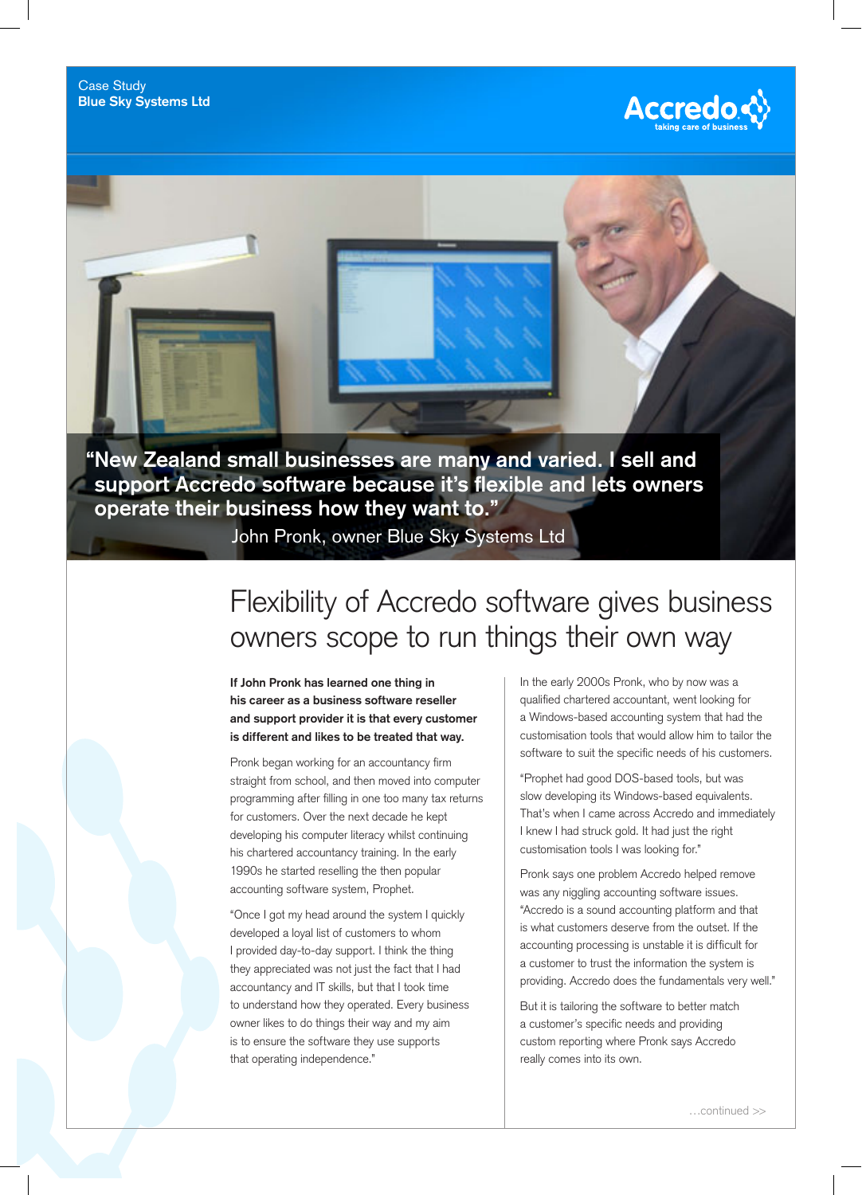Case Study
**Blue Sky Systems Ltd**

Accredo
taking care of business

**"New Zealand small businesses are many and varied. I sell and support Accredo software because it's flexible and lets owners operate their business how they want to."**

John Pronk, owner Blue Sky Systems Ltd

# Flexibility of Accredo software gives business owners scope to run things their own way

**If John Pronk has learned one thing in his career as a business software reseller and support provider it is that every customer is different and likes to be treated that way.**

Pronk began working for an accountancy firm straight from school, and then moved into computer programming after filling in one too many tax returns for customers. Over the next decade he kept developing his computer literacy whilst continuing his chartered accountancy training. In the early 1990s he started reselling the then popular accounting software system, Prophet.

"Once I got my head around the system I quickly developed a loyal list of customers to whom I provided day-to-day support. I think the thing they appreciated was not just the fact that I had accountancy and IT skills, but that I took time to understand how they operated. Every business owner likes to do things their way and my aim is to ensure the software they use supports that operating independence."

In the early 2000s Pronk, who by now was a qualified chartered accountant, went looking for a Windows-based accounting system that had the customisation tools that would allow him to tailor the software to suit the specific needs of his customers.

"Prophet had good DOS-based tools, but was slow developing its Windows-based equivalents. That's when I came across Accredo and immediately I knew I had struck gold. It had just the right customisation tools I was looking for."

Pronk says one problem Accredo helped remove was any niggling accounting software issues. "Accredo is a sound accounting platform and that is what customers deserve from the outset. If the accounting processing is unstable it is difficult for a customer to trust the information the system is providing. Accredo does the fundamentals very well."

But it is tailoring the software to better match a customer's specific needs and providing custom reporting where Pronk says Accredo really comes into its own.

…continued >>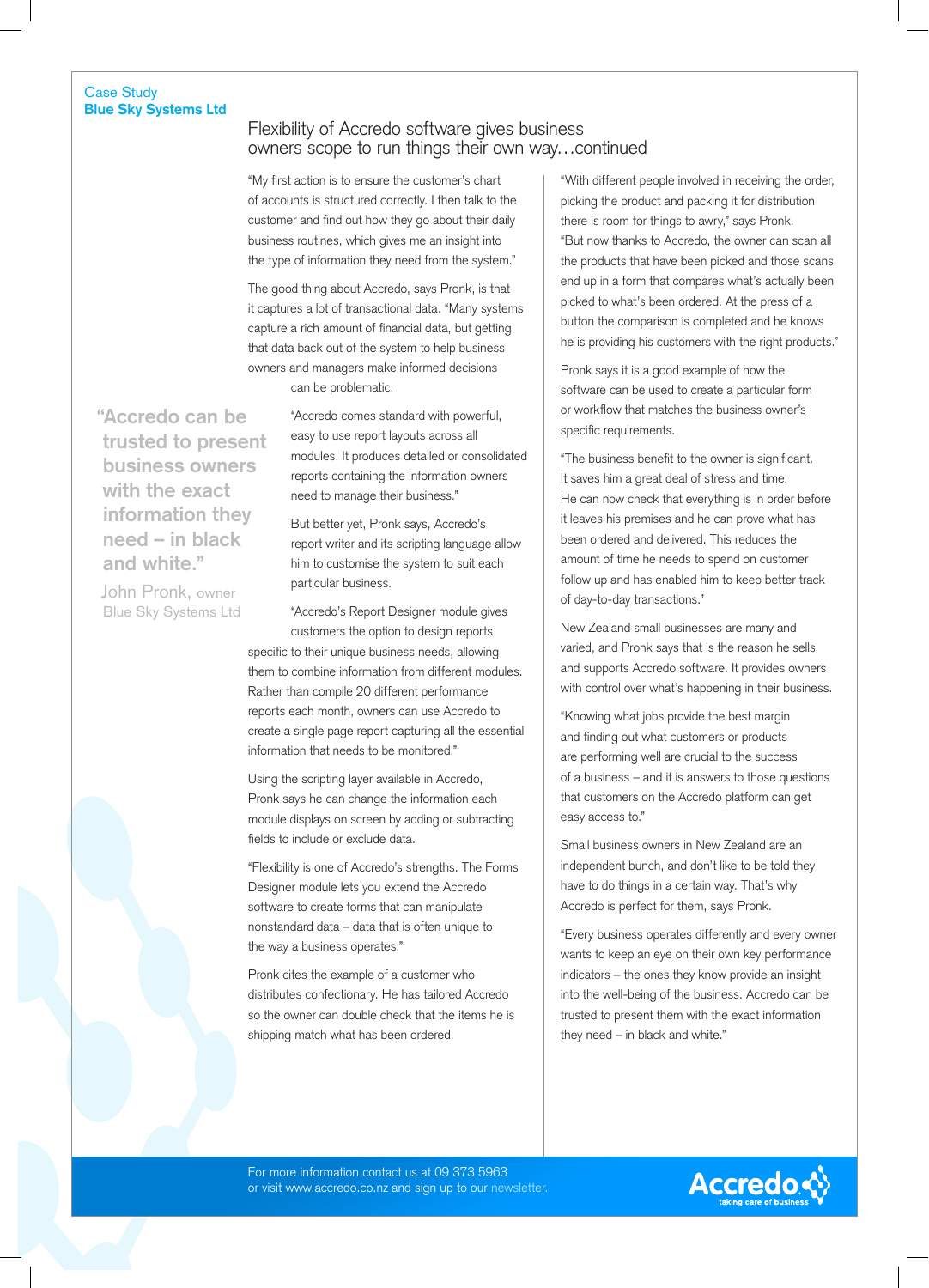Case Study
**Blue Sky Systems Ltd**

# Flexibility of Accredo software gives business owners scope to run things their own way…continued

"My first action is to ensure the customer's chart of accounts is structured correctly. I then talk to the customer and find out how they go about their daily business routines, which gives me an insight into the type of information they need from the system."

The good thing about Accredo, says Pronk, is that it captures a lot of transactional data. "Many systems capture a rich amount of financial data, but getting that data back out of the system to help business owners and managers make informed decisions can be problematic.

> **"Accredo can be trusted to present business owners with the exact information they need – in black and white."**
>
> John Pronk, owner
> Blue Sky Systems Ltd

"Accredo comes standard with powerful, easy to use report layouts across all modules. It produces detailed or consolidated reports containing the information owners need to manage their business."

But better yet, Pronk says, Accredo's report writer and its scripting language allow him to customise the system to suit each particular business.

"Accredo's Report Designer module gives customers the option to design reports specific to their unique business needs, allowing them to combine information from different modules. Rather than compile 20 different performance reports each month, owners can use Accredo to create a single page report capturing all the essential information that needs to be monitored."

Using the scripting layer available in Accredo, Pronk says he can change the information each module displays on screen by adding or subtracting fields to include or exclude data.

"Flexibility is one of Accredo's strengths. The Forms Designer module lets you extend the Accredo software to create forms that can manipulate nonstandard data – data that is often unique to the way a business operates."

Pronk cites the example of a customer who distributes confectionary. He has tailored Accredo so the owner can double check that the items he is shipping match what has been ordered.

"With different people involved in receiving the order, picking the product and packing it for distribution there is room for things to awry," says Pronk. "But now thanks to Accredo, the owner can scan all the products that have been picked and those scans end up in a form that compares what's actually been picked to what's been ordered. At the press of a button the comparison is completed and he knows he is providing his customers with the right products."

Pronk says it is a good example of how the software can be used to create a particular form or workflow that matches the business owner's specific requirements.

"The business benefit to the owner is significant. It saves him a great deal of stress and time. He can now check that everything is in order before it leaves his premises and he can prove what has been ordered and delivered. This reduces the amount of time he needs to spend on customer follow up and has enabled him to keep better track of day-to-day transactions."

New Zealand small businesses are many and varied, and Pronk says that is the reason he sells and supports Accredo software. It provides owners with control over what's happening in their business.

"Knowing what jobs provide the best margin and finding out what customers or products are performing well are crucial to the success of a business – and it is answers to those questions that customers on the Accredo platform can get easy access to."

Small business owners in New Zealand are an independent bunch, and don't like to be told they have to do things in a certain way. That's why Accredo is perfect for them, says Pronk.

"Every business operates differently and every owner wants to keep an eye on their own key performance indicators – the ones they know provide an insight into the well-being of the business. Accredo can be trusted to present them with the exact information they need – in black and white."

For more information contact us at 09 373 5963
or visit www.accredo.co.nz and sign up to our newsletter.

Accredo
taking care of business